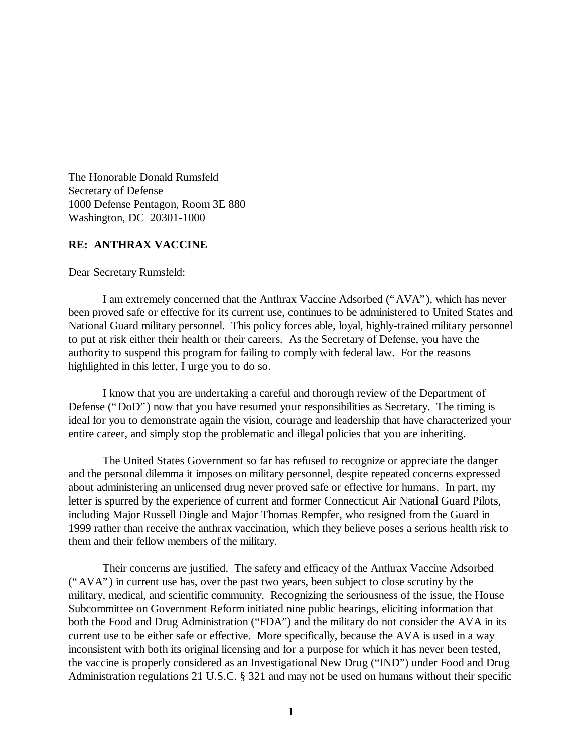The Honorable Donald Rumsfeld
Secretary of Defense
1000 Defense Pentagon, Room 3E 880
Washington, DC 20301-1000

**RE: ANTHRAX VACCINE**

Dear Secretary Rumsfeld:

I am extremely concerned that the Anthrax Vaccine Adsorbed ("AVA"), which has never been proved safe or effective for its current use, continues to be administered to United States and National Guard military personnel. This policy forces able, loyal, highly-trained military personnel to put at risk either their health or their careers. As the Secretary of Defense, you have the authority to suspend this program for failing to comply with federal law. For the reasons highlighted in this letter, I urge you to do so.

I know that you are undertaking a careful and thorough review of the Department of Defense ("DoD") now that you have resumed your responsibilities as Secretary. The timing is ideal for you to demonstrate again the vision, courage and leadership that have characterized your entire career, and simply stop the problematic and illegal policies that you are inheriting.

The United States Government so far has refused to recognize or appreciate the danger and the personal dilemma it imposes on military personnel, despite repeated concerns expressed about administering an unlicensed drug never proved safe or effective for humans. In part, my letter is spurred by the experience of current and former Connecticut Air National Guard Pilots, including Major Russell Dingle and Major Thomas Rempfer, who resigned from the Guard in 1999 rather than receive the anthrax vaccination, which they believe poses a serious health risk to them and their fellow members of the military.

Their concerns are justified. The safety and efficacy of the Anthrax Vaccine Adsorbed ("AVA") in current use has, over the past two years, been subject to close scrutiny by the military, medical, and scientific community. Recognizing the seriousness of the issue, the House Subcommittee on Government Reform initiated nine public hearings, eliciting information that both the Food and Drug Administration ("FDA") and the military do not consider the AVA in its current use to be either safe or effective. More specifically, because the AVA is used in a way inconsistent with both its original licensing and for a purpose for which it has never been tested, the vaccine is properly considered as an Investigational New Drug ("IND") under Food and Drug Administration regulations 21 U.S.C. § 321 and may not be used on humans without their specific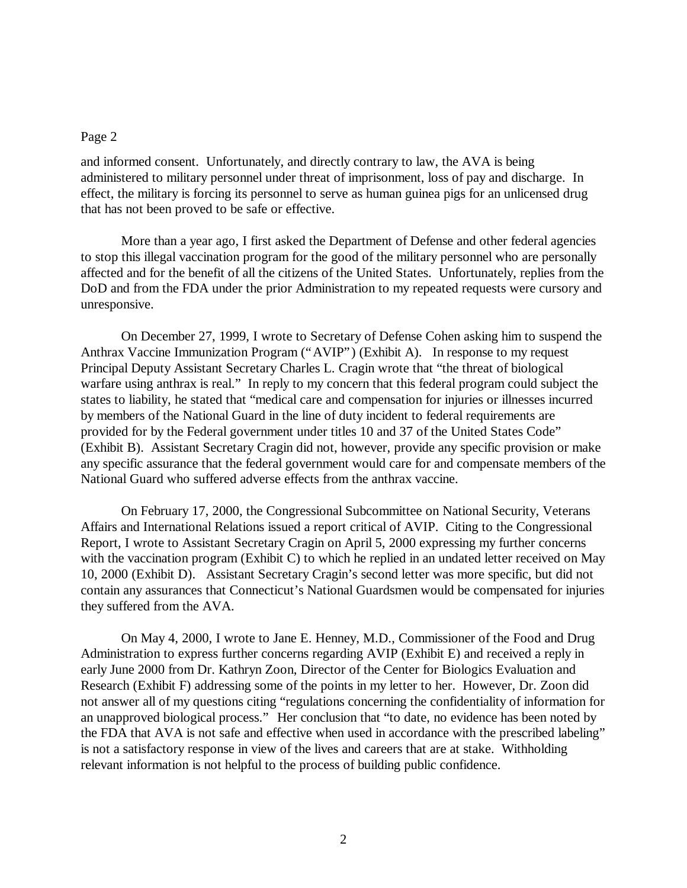and informed consent. Unfortunately, and directly contrary to law, the AVA is being administered to military personnel under threat of imprisonment, loss of pay and discharge. In effect, the military is forcing its personnel to serve as human guinea pigs for an unlicensed drug that has not been proved to be safe or effective.

More than a year ago, I first asked the Department of Defense and other federal agencies to stop this illegal vaccination program for the good of the military personnel who are personally affected and for the benefit of all the citizens of the United States. Unfortunately, replies from the DoD and from the FDA under the prior Administration to my repeated requests were cursory and unresponsive.

On December 27, 1999, I wrote to Secretary of Defense Cohen asking him to suspend the Anthrax Vaccine Immunization Program ("AVIP") (Exhibit A). In response to my request Principal Deputy Assistant Secretary Charles L. Cragin wrote that "the threat of biological warfare using anthrax is real." In reply to my concern that this federal program could subject the states to liability, he stated that "medical care and compensation for injuries or illnesses incurred by members of the National Guard in the line of duty incident to federal requirements are provided for by the Federal government under titles 10 and 37 of the United States Code" (Exhibit B). Assistant Secretary Cragin did not, however, provide any specific provision or make any specific assurance that the federal government would care for and compensate members of the National Guard who suffered adverse effects from the anthrax vaccine.

On February 17, 2000, the Congressional Subcommittee on National Security, Veterans Affairs and International Relations issued a report critical of AVIP. Citing to the Congressional Report, I wrote to Assistant Secretary Cragin on April 5, 2000 expressing my further concerns with the vaccination program (Exhibit C) to which he replied in an undated letter received on May 10, 2000 (Exhibit D). Assistant Secretary Cragin's second letter was more specific, but did not contain any assurances that Connecticut's National Guardsmen would be compensated for injuries they suffered from the AVA.

On May 4, 2000, I wrote to Jane E. Henney, M.D., Commissioner of the Food and Drug Administration to express further concerns regarding AVIP (Exhibit E) and received a reply in early June 2000 from Dr. Kathryn Zoon, Director of the Center for Biologics Evaluation and Research (Exhibit F) addressing some of the points in my letter to her. However, Dr. Zoon did not answer all of my questions citing "regulations concerning the confidentiality of information for an unapproved biological process." Her conclusion that "to date, no evidence has been noted by the FDA that AVA is not safe and effective when used in accordance with the prescribed labeling" is not a satisfactory response in view of the lives and careers that are at stake. Withholding relevant information is not helpful to the process of building public confidence.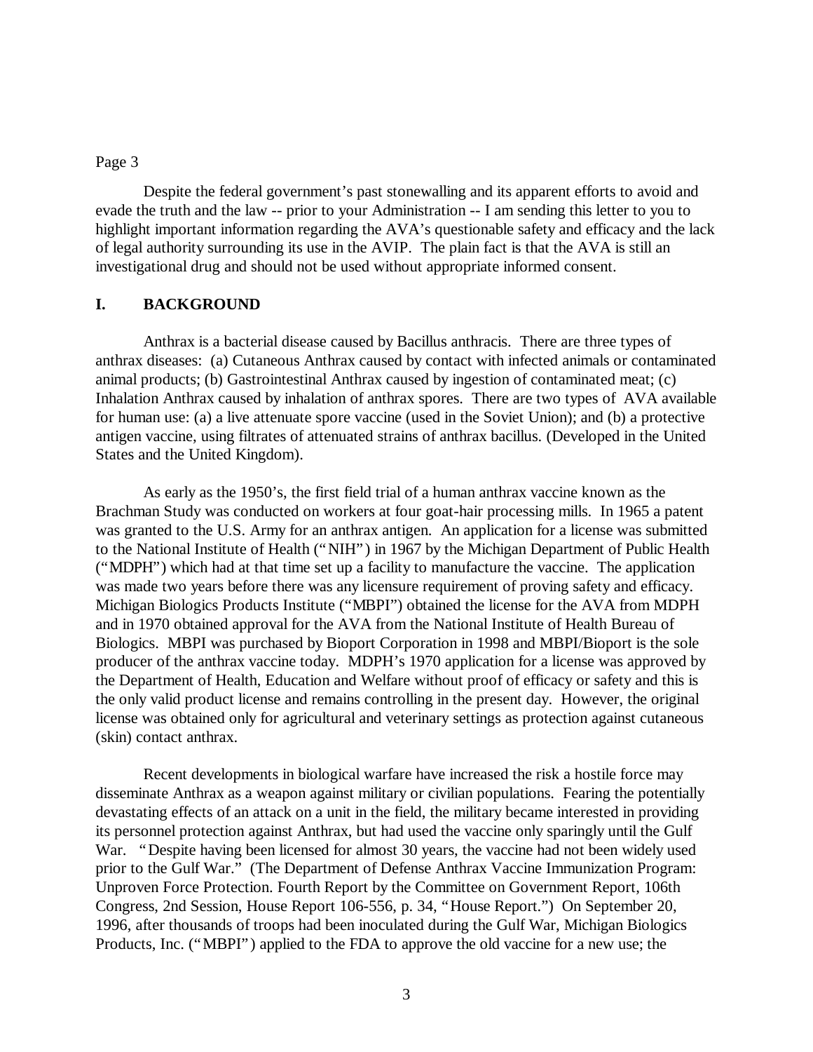Page 3

Despite the federal government's past stonewalling and its apparent efforts to avoid and evade the truth and the law -- prior to your Administration -- I am sending this letter to you to highlight important information regarding the AVA's questionable safety and efficacy and the lack of legal authority surrounding its use in the AVIP. The plain fact is that the AVA is still an investigational drug and should not be used without appropriate informed consent.

## I. BACKGROUND

Anthrax is a bacterial disease caused by Bacillus anthracis. There are three types of anthrax diseases: (a) Cutaneous Anthrax caused by contact with infected animals or contaminated animal products; (b) Gastrointestinal Anthrax caused by ingestion of contaminated meat; (c) Inhalation Anthrax caused by inhalation of anthrax spores. There are two types of AVA available for human use: (a) a live attenuate spore vaccine (used in the Soviet Union); and (b) a protective antigen vaccine, using filtrates of attenuated strains of anthrax bacillus. (Developed in the United States and the United Kingdom).

As early as the 1950's, the first field trial of a human anthrax vaccine known as the Brachman Study was conducted on workers at four goat-hair processing mills. In 1965 a patent was granted to the U.S. Army for an anthrax antigen. An application for a license was submitted to the National Institute of Health ("NIH") in 1967 by the Michigan Department of Public Health ("MDPH") which had at that time set up a facility to manufacture the vaccine. The application was made two years before there was any licensure requirement of proving safety and efficacy. Michigan Biologics Products Institute ("MBPI") obtained the license for the AVA from MDPH and in 1970 obtained approval for the AVA from the National Institute of Health Bureau of Biologics. MBPI was purchased by Bioport Corporation in 1998 and MBPI/Bioport is the sole producer of the anthrax vaccine today. MDPH's 1970 application for a license was approved by the Department of Health, Education and Welfare without proof of efficacy or safety and this is the only valid product license and remains controlling in the present day. However, the original license was obtained only for agricultural and veterinary settings as protection against cutaneous (skin) contact anthrax.

Recent developments in biological warfare have increased the risk a hostile force may disseminate Anthrax as a weapon against military or civilian populations. Fearing the potentially devastating effects of an attack on a unit in the field, the military became interested in providing its personnel protection against Anthrax, but had used the vaccine only sparingly until the Gulf War. "Despite having been licensed for almost 30 years, the vaccine had not been widely used prior to the Gulf War." (The Department of Defense Anthrax Vaccine Immunization Program: Unproven Force Protection. Fourth Report by the Committee on Government Report, 106th Congress, 2nd Session, House Report 106-556, p. 34, "House Report.") On September 20, 1996, after thousands of troops had been inoculated during the Gulf War, Michigan Biologics Products, Inc. ("MBPI") applied to the FDA to approve the old vaccine for a new use; the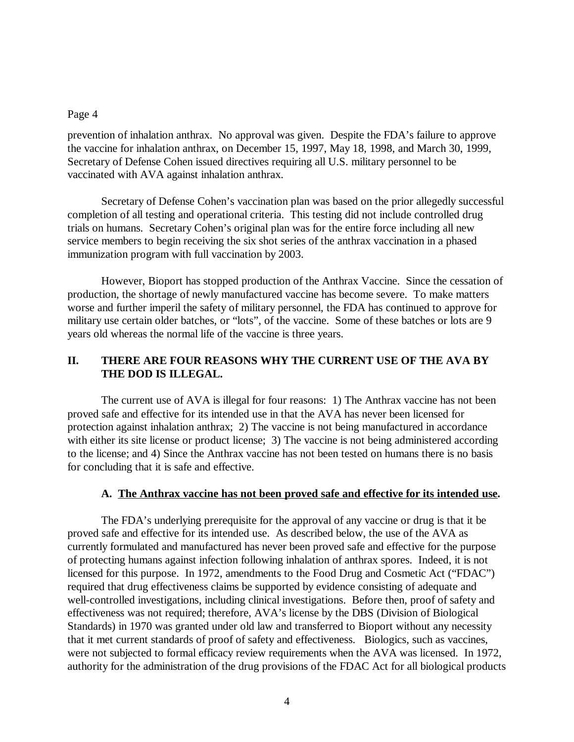prevention of inhalation anthrax. No approval was given. Despite the FDA's failure to approve the vaccine for inhalation anthrax, on December 15, 1997, May 18, 1998, and March 30, 1999, Secretary of Defense Cohen issued directives requiring all U.S. military personnel to be vaccinated with AVA against inhalation anthrax.

Secretary of Defense Cohen's vaccination plan was based on the prior allegedly successful completion of all testing and operational criteria. This testing did not include controlled drug trials on humans. Secretary Cohen's original plan was for the entire force including all new service members to begin receiving the six shot series of the anthrax vaccination in a phased immunization program with full vaccination by 2003.

However, Bioport has stopped production of the Anthrax Vaccine. Since the cessation of production, the shortage of newly manufactured vaccine has become severe. To make matters worse and further imperil the safety of military personnel, the FDA has continued to approve for military use certain older batches, or "lots", of the vaccine. Some of these batches or lots are 9 years old whereas the normal life of the vaccine is three years.

## II. THERE ARE FOUR REASONS WHY THE CURRENT USE OF THE AVA BY THE DOD IS ILLEGAL.

The current use of AVA is illegal for four reasons: 1) The Anthrax vaccine has not been proved safe and effective for its intended use in that the AVA has never been licensed for protection against inhalation anthrax; 2) The vaccine is not being manufactured in accordance with either its site license or product license; 3) The vaccine is not being administered according to the license; and 4) Since the Anthrax vaccine has not been tested on humans there is no basis for concluding that it is safe and effective.

### A. The Anthrax vaccine has not been proved safe and effective for its intended use.

The FDA's underlying prerequisite for the approval of any vaccine or drug is that it be proved safe and effective for its intended use. As described below, the use of the AVA as currently formulated and manufactured has never been proved safe and effective for the purpose of protecting humans against infection following inhalation of anthrax spores. Indeed, it is not licensed for this purpose. In 1972, amendments to the Food Drug and Cosmetic Act ("FDAC") required that drug effectiveness claims be supported by evidence consisting of adequate and well-controlled investigations, including clinical investigations. Before then, proof of safety and effectiveness was not required; therefore, AVA's license by the DBS (Division of Biological Standards) in 1970 was granted under old law and transferred to Bioport without any necessity that it met current standards of proof of safety and effectiveness. Biologics, such as vaccines, were not subjected to formal efficacy review requirements when the AVA was licensed. In 1972, authority for the administration of the drug provisions of the FDAC Act for all biological products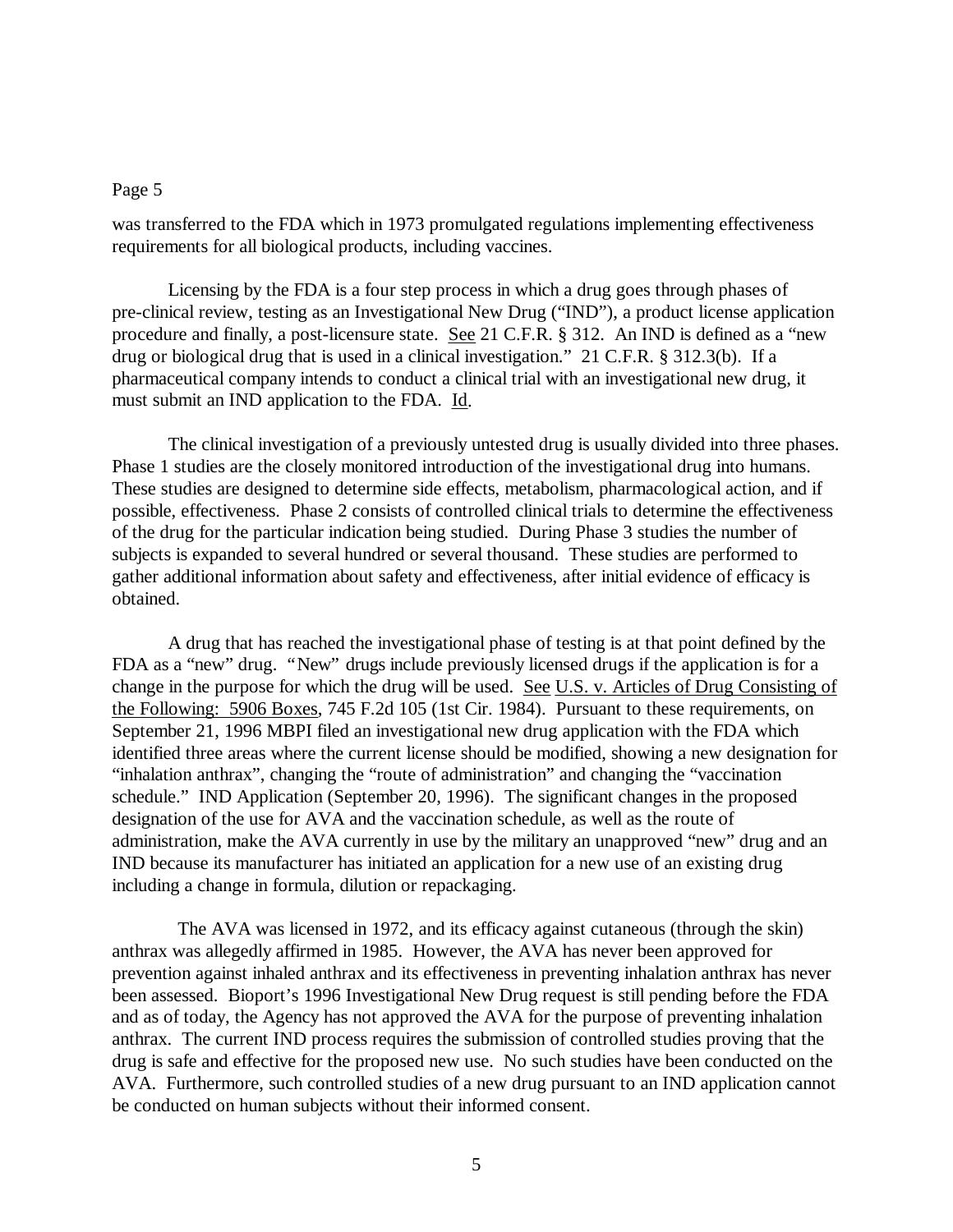was transferred to the FDA which in 1973 promulgated regulations implementing effectiveness requirements for all biological products, including vaccines.

Licensing by the FDA is a four step process in which a drug goes through phases of pre-clinical review, testing as an Investigational New Drug ("IND"), a product license application procedure and finally, a post-licensure state. See 21 C.F.R. § 312. An IND is defined as a "new drug or biological drug that is used in a clinical investigation." 21 C.F.R. § 312.3(b). If a pharmaceutical company intends to conduct a clinical trial with an investigational new drug, it must submit an IND application to the FDA. Id.

The clinical investigation of a previously untested drug is usually divided into three phases. Phase 1 studies are the closely monitored introduction of the investigational drug into humans. These studies are designed to determine side effects, metabolism, pharmacological action, and if possible, effectiveness. Phase 2 consists of controlled clinical trials to determine the effectiveness of the drug for the particular indication being studied. During Phase 3 studies the number of subjects is expanded to several hundred or several thousand. These studies are performed to gather additional information about safety and effectiveness, after initial evidence of efficacy is obtained.

A drug that has reached the investigational phase of testing is at that point defined by the FDA as a "new" drug. "New" drugs include previously licensed drugs if the application is for a change in the purpose for which the drug will be used. See U.S. v. Articles of Drug Consisting of the Following: 5906 Boxes, 745 F.2d 105 (1st Cir. 1984). Pursuant to these requirements, on September 21, 1996 MBPI filed an investigational new drug application with the FDA which identified three areas where the current license should be modified, showing a new designation for "inhalation anthrax", changing the "route of administration" and changing the "vaccination schedule." IND Application (September 20, 1996). The significant changes in the proposed designation of the use for AVA and the vaccination schedule, as well as the route of administration, make the AVA currently in use by the military an unapproved "new" drug and an IND because its manufacturer has initiated an application for a new use of an existing drug including a change in formula, dilution or repackaging.

The AVA was licensed in 1972, and its efficacy against cutaneous (through the skin) anthrax was allegedly affirmed in 1985. However, the AVA has never been approved for prevention against inhaled anthrax and its effectiveness in preventing inhalation anthrax has never been assessed. Bioport's 1996 Investigational New Drug request is still pending before the FDA and as of today, the Agency has not approved the AVA for the purpose of preventing inhalation anthrax. The current IND process requires the submission of controlled studies proving that the drug is safe and effective for the proposed new use. No such studies have been conducted on the AVA. Furthermore, such controlled studies of a new drug pursuant to an IND application cannot be conducted on human subjects without their informed consent.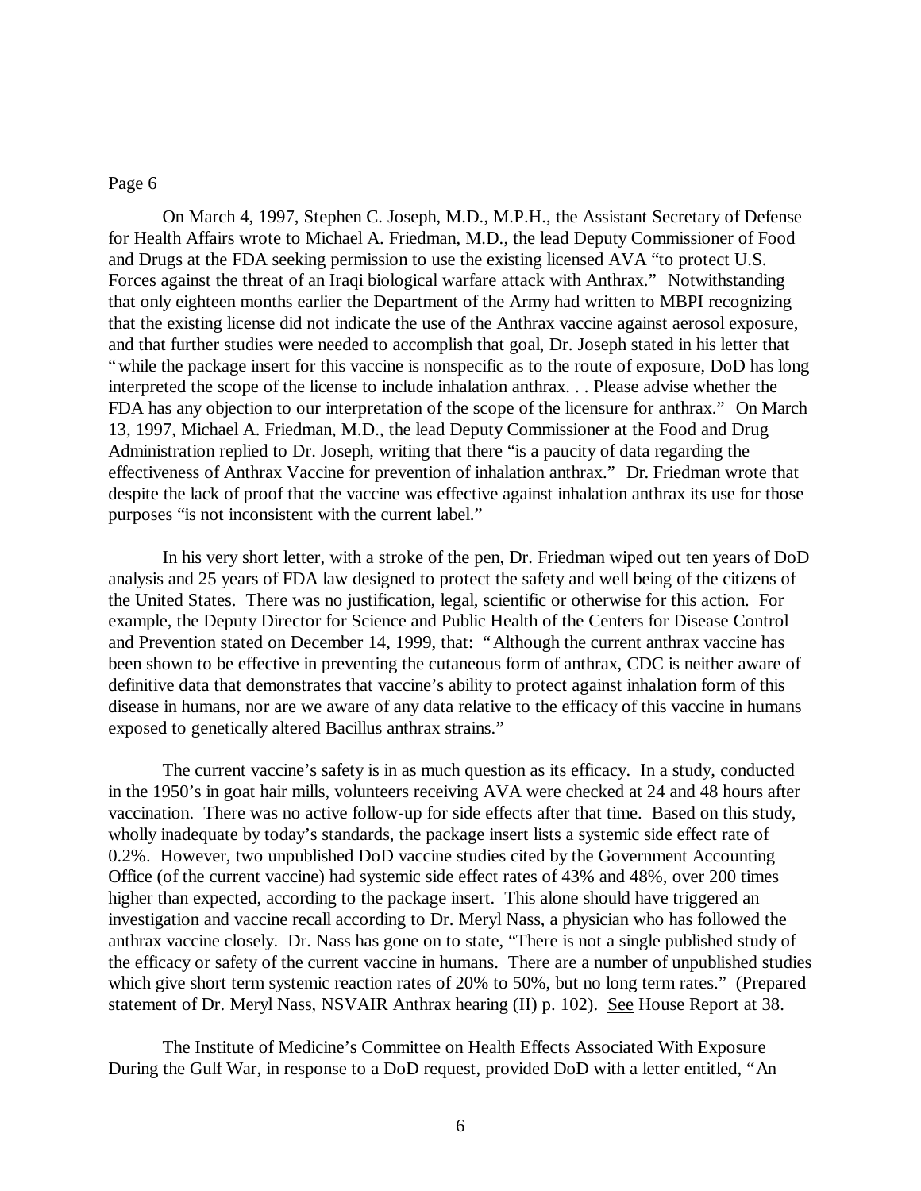Page 6

On March 4, 1997, Stephen C. Joseph, M.D., M.P.H., the Assistant Secretary of Defense for Health Affairs wrote to Michael A. Friedman, M.D., the lead Deputy Commissioner of Food and Drugs at the FDA seeking permission to use the existing licensed AVA "to protect U.S. Forces against the threat of an Iraqi biological warfare attack with Anthrax." Notwithstanding that only eighteen months earlier the Department of the Army had written to MBPI recognizing that the existing license did not indicate the use of the Anthrax vaccine against aerosol exposure, and that further studies were needed to accomplish that goal, Dr. Joseph stated in his letter that "while the package insert for this vaccine is nonspecific as to the route of exposure, DoD has long interpreted the scope of the license to include inhalation anthrax. . . Please advise whether the FDA has any objection to our interpretation of the scope of the licensure for anthrax." On March 13, 1997, Michael A. Friedman, M.D., the lead Deputy Commissioner at the Food and Drug Administration replied to Dr. Joseph, writing that there "is a paucity of data regarding the effectiveness of Anthrax Vaccine for prevention of inhalation anthrax." Dr. Friedman wrote that despite the lack of proof that the vaccine was effective against inhalation anthrax its use for those purposes "is not inconsistent with the current label."

In his very short letter, with a stroke of the pen, Dr. Friedman wiped out ten years of DoD analysis and 25 years of FDA law designed to protect the safety and well being of the citizens of the United States. There was no justification, legal, scientific or otherwise for this action. For example, the Deputy Director for Science and Public Health of the Centers for Disease Control and Prevention stated on December 14, 1999, that: "Although the current anthrax vaccine has been shown to be effective in preventing the cutaneous form of anthrax, CDC is neither aware of definitive data that demonstrates that vaccine's ability to protect against inhalation form of this disease in humans, nor are we aware of any data relative to the efficacy of this vaccine in humans exposed to genetically altered Bacillus anthrax strains."

The current vaccine's safety is in as much question as its efficacy. In a study, conducted in the 1950's in goat hair mills, volunteers receiving AVA were checked at 24 and 48 hours after vaccination. There was no active follow-up for side effects after that time. Based on this study, wholly inadequate by today's standards, the package insert lists a systemic side effect rate of 0.2%. However, two unpublished DoD vaccine studies cited by the Government Accounting Office (of the current vaccine) had systemic side effect rates of 43% and 48%, over 200 times higher than expected, according to the package insert. This alone should have triggered an investigation and vaccine recall according to Dr. Meryl Nass, a physician who has followed the anthrax vaccine closely. Dr. Nass has gone on to state, "There is not a single published study of the efficacy or safety of the current vaccine in humans. There are a number of unpublished studies which give short term systemic reaction rates of 20% to 50%, but no long term rates." (Prepared statement of Dr. Meryl Nass, NSVAIR Anthrax hearing (II) p. 102). See House Report at 38.

The Institute of Medicine's Committee on Health Effects Associated With Exposure During the Gulf War, in response to a DoD request, provided DoD with a letter entitled, "An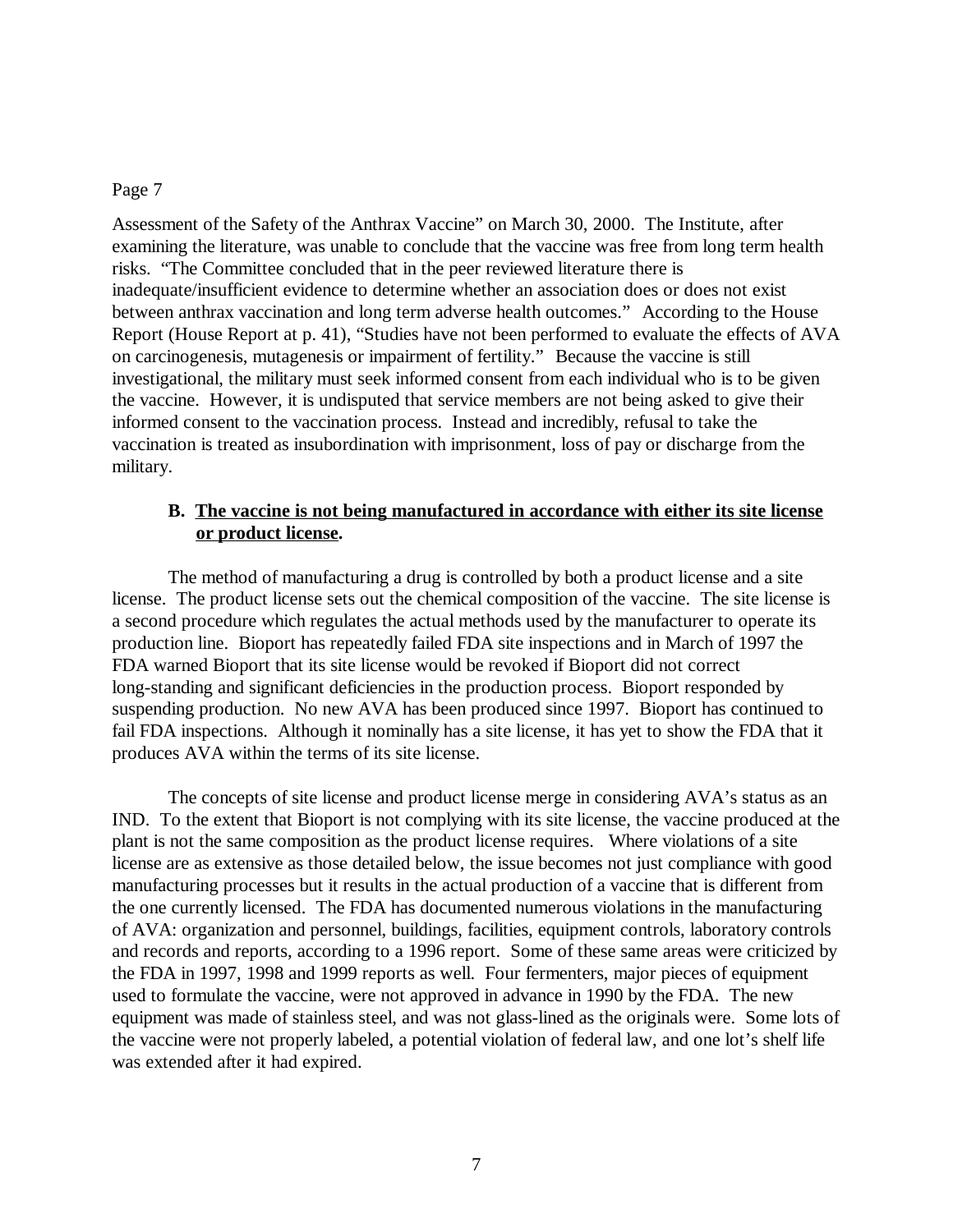Assessment of the Safety of the Anthrax Vaccine" on March 30, 2000. The Institute, after examining the literature, was unable to conclude that the vaccine was free from long term health risks. "The Committee concluded that in the peer reviewed literature there is inadequate/insufficient evidence to determine whether an association does or does not exist between anthrax vaccination and long term adverse health outcomes." According to the House Report (House Report at p. 41), "Studies have not been performed to evaluate the effects of AVA on carcinogenesis, mutagenesis or impairment of fertility." Because the vaccine is still investigational, the military must seek informed consent from each individual who is to be given the vaccine. However, it is undisputed that service members are not being asked to give their informed consent to the vaccination process. Instead and incredibly, refusal to take the vaccination is treated as insubordination with imprisonment, loss of pay or discharge from the military.

### B. **The vaccine is not being manufactured in accordance with either its site license or product license.**

The method of manufacturing a drug is controlled by both a product license and a site license. The product license sets out the chemical composition of the vaccine. The site license is a second procedure which regulates the actual methods used by the manufacturer to operate its production line. Bioport has repeatedly failed FDA site inspections and in March of 1997 the FDA warned Bioport that its site license would be revoked if Bioport did not correct long-standing and significant deficiencies in the production process. Bioport responded by suspending production. No new AVA has been produced since 1997. Bioport has continued to fail FDA inspections. Although it nominally has a site license, it has yet to show the FDA that it produces AVA within the terms of its site license.

The concepts of site license and product license merge in considering AVA's status as an IND. To the extent that Bioport is not complying with its site license, the vaccine produced at the plant is not the same composition as the product license requires. Where violations of a site license are as extensive as those detailed below, the issue becomes not just compliance with good manufacturing processes but it results in the actual production of a vaccine that is different from the one currently licensed. The FDA has documented numerous violations in the manufacturing of AVA: organization and personnel, buildings, facilities, equipment controls, laboratory controls and records and reports, according to a 1996 report. Some of these same areas were criticized by the FDA in 1997, 1998 and 1999 reports as well. Four fermenters, major pieces of equipment used to formulate the vaccine, were not approved in advance in 1990 by the FDA. The new equipment was made of stainless steel, and was not glass-lined as the originals were. Some lots of the vaccine were not properly labeled, a potential violation of federal law, and one lot's shelf life was extended after it had expired.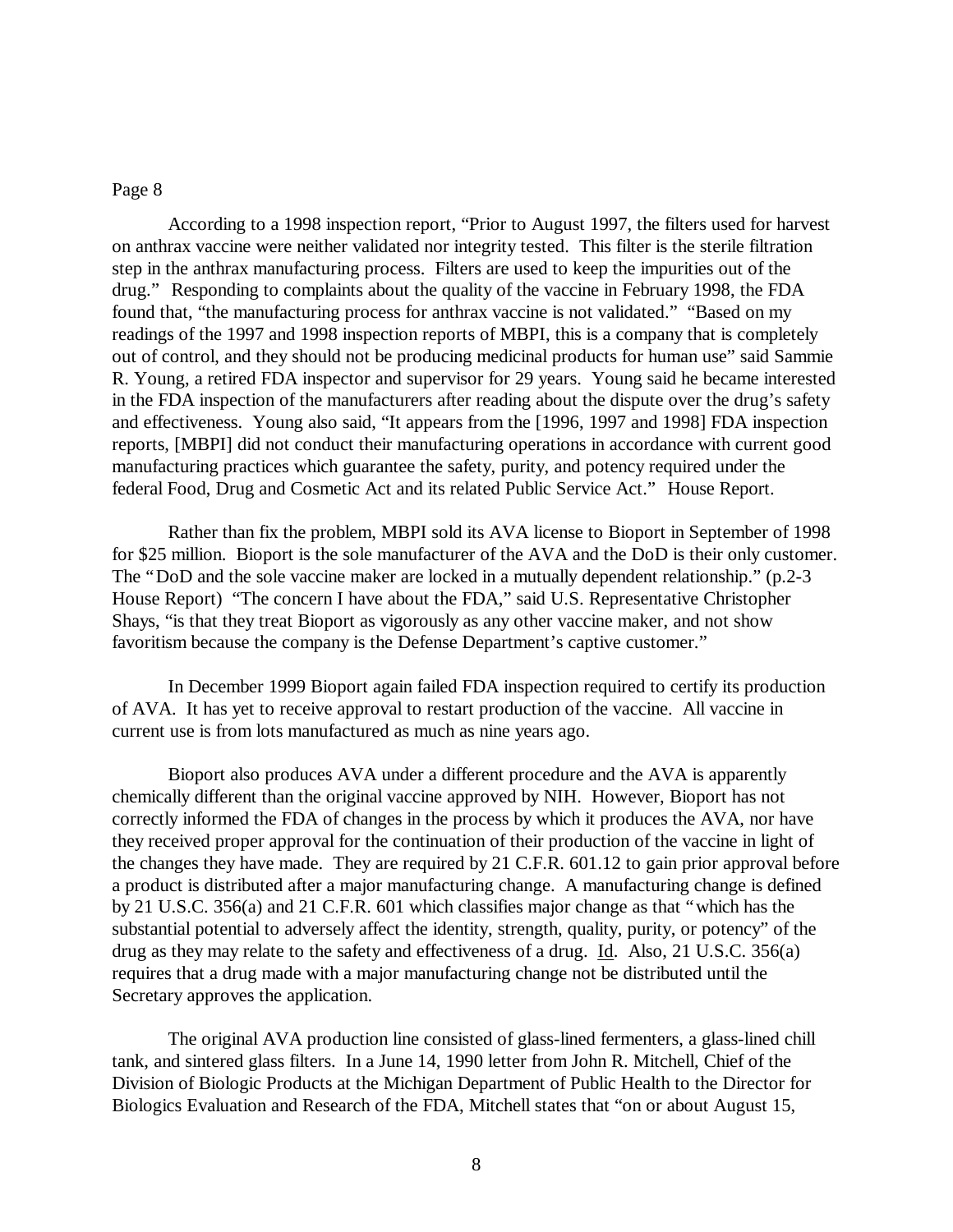According to a 1998 inspection report, "Prior to August 1997, the filters used for harvest on anthrax vaccine were neither validated nor integrity tested. This filter is the sterile filtration step in the anthrax manufacturing process. Filters are used to keep the impurities out of the drug." Responding to complaints about the quality of the vaccine in February 1998, the FDA found that, "the manufacturing process for anthrax vaccine is not validated." "Based on my readings of the 1997 and 1998 inspection reports of MBPI, this is a company that is completely out of control, and they should not be producing medicinal products for human use" said Sammie R. Young, a retired FDA inspector and supervisor for 29 years. Young said he became interested in the FDA inspection of the manufacturers after reading about the dispute over the drug's safety and effectiveness. Young also said, "It appears from the [1996, 1997 and 1998] FDA inspection reports, [MBPI] did not conduct their manufacturing operations in accordance with current good manufacturing practices which guarantee the safety, purity, and potency required under the federal Food, Drug and Cosmetic Act and its related Public Service Act." House Report.

Rather than fix the problem, MBPI sold its AVA license to Bioport in September of 1998 for $25 million. Bioport is the sole manufacturer of the AVA and the DoD is their only customer. The "DoD and the sole vaccine maker are locked in a mutually dependent relationship." (p.2-3 House Report) "The concern I have about the FDA," said U.S. Representative Christopher Shays, "is that they treat Bioport as vigorously as any other vaccine maker, and not show favoritism because the company is the Defense Department's captive customer."

In December 1999 Bioport again failed FDA inspection required to certify its production of AVA. It has yet to receive approval to restart production of the vaccine. All vaccine in current use is from lots manufactured as much as nine years ago.

Bioport also produces AVA under a different procedure and the AVA is apparently chemically different than the original vaccine approved by NIH. However, Bioport has not correctly informed the FDA of changes in the process by which it produces the AVA, nor have they received proper approval for the continuation of their production of the vaccine in light of the changes they have made. They are required by 21 C.F.R. 601.12 to gain prior approval before a product is distributed after a major manufacturing change. A manufacturing change is defined by 21 U.S.C. 356(a) and 21 C.F.R. 601 which classifies major change as that "which has the substantial potential to adversely affect the identity, strength, quality, purity, or potency" of the drug as they may relate to the safety and effectiveness of a drug. Id. Also, 21 U.S.C. 356(a) requires that a drug made with a major manufacturing change not be distributed until the Secretary approves the application.

The original AVA production line consisted of glass-lined fermenters, a glass-lined chill tank, and sintered glass filters. In a June 14, 1990 letter from John R. Mitchell, Chief of the Division of Biologic Products at the Michigan Department of Public Health to the Director for Biologics Evaluation and Research of the FDA, Mitchell states that "on or about August 15,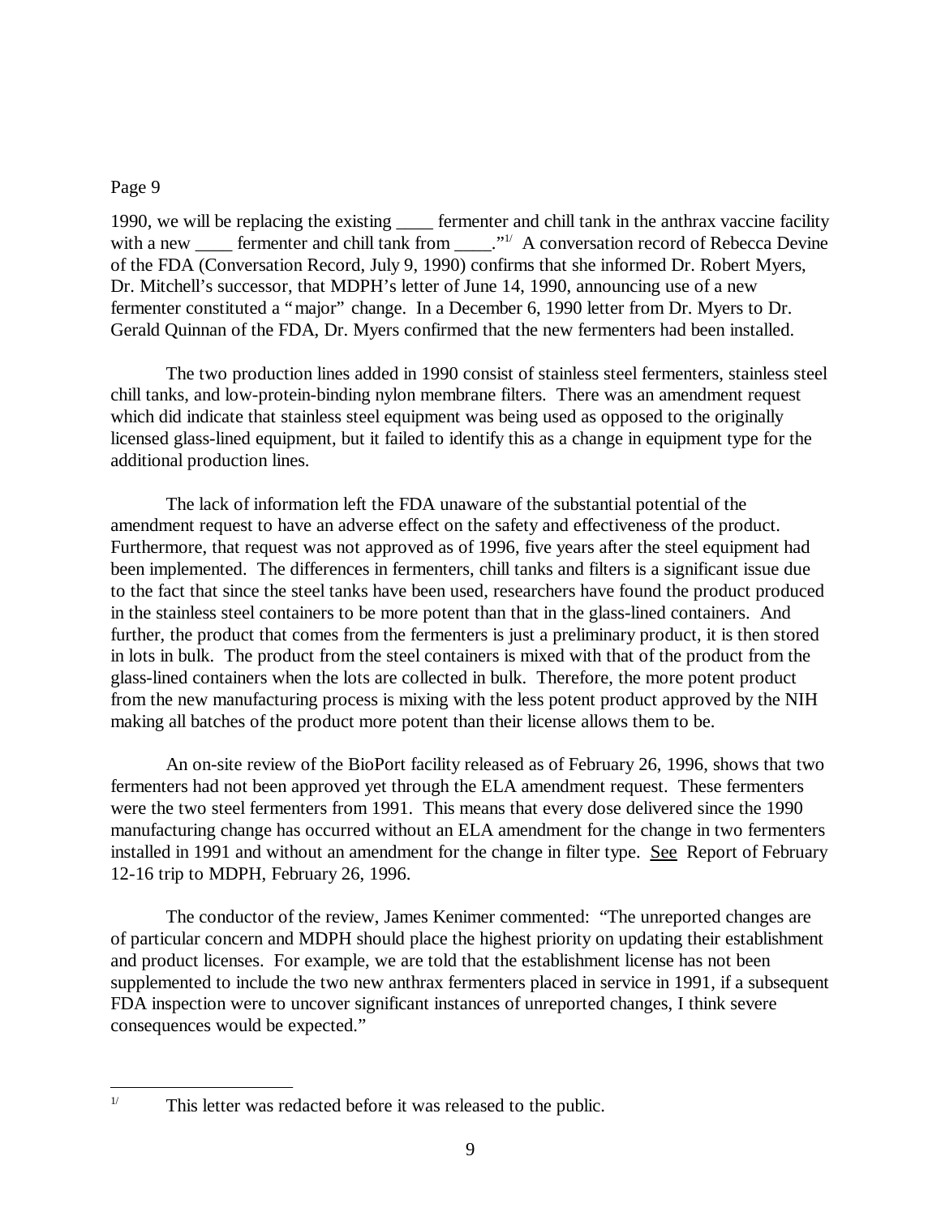1990, we will be replacing the existing ____ fermenter and chill tank in the anthrax vaccine facility with a new ____ fermenter and chill tank from ____."[1] A conversation record of Rebecca Devine of the FDA (Conversation Record, July 9, 1990) confirms that she informed Dr. Robert Myers, Dr. Mitchell's successor, that MDPH's letter of June 14, 1990, announcing use of a new fermenter constituted a "major" change. In a December 6, 1990 letter from Dr. Myers to Dr. Gerald Quinnan of the FDA, Dr. Myers confirmed that the new fermenters had been installed.

The two production lines added in 1990 consist of stainless steel fermenters, stainless steel chill tanks, and low-protein-binding nylon membrane filters. There was an amendment request which did indicate that stainless steel equipment was being used as opposed to the originally licensed glass-lined equipment, but it failed to identify this as a change in equipment type for the additional production lines.

The lack of information left the FDA unaware of the substantial potential of the amendment request to have an adverse effect on the safety and effectiveness of the product. Furthermore, that request was not approved as of 1996, five years after the steel equipment had been implemented. The differences in fermenters, chill tanks and filters is a significant issue due to the fact that since the steel tanks have been used, researchers have found the product produced in the stainless steel containers to be more potent than that in the glass-lined containers. And further, the product that comes from the fermenters is just a preliminary product, it is then stored in lots in bulk. The product from the steel containers is mixed with that of the product from the glass-lined containers when the lots are collected in bulk. Therefore, the more potent product from the new manufacturing process is mixing with the less potent product approved by the NIH making all batches of the product more potent than their license allows them to be.

An on-site review of the BioPort facility released as of February 26, 1996, shows that two fermenters had not been approved yet through the ELA amendment request. These fermenters were the two steel fermenters from 1991. This means that every dose delivered since the 1990 manufacturing change has occurred without an ELA amendment for the change in two fermenters installed in 1991 and without an amendment for the change in filter type. See Report of February 12-16 trip to MDPH, February 26, 1996.

The conductor of the review, James Kenimer commented: "The unreported changes are of particular concern and MDPH should place the highest priority on updating their establishment and product licenses. For example, we are told that the establishment license has not been supplemented to include the two new anthrax fermenters placed in service in 1991, if a subsequent FDA inspection were to uncover significant instances of unreported changes, I think severe consequences would be expected."

---

[1] This letter was redacted before it was released to the public.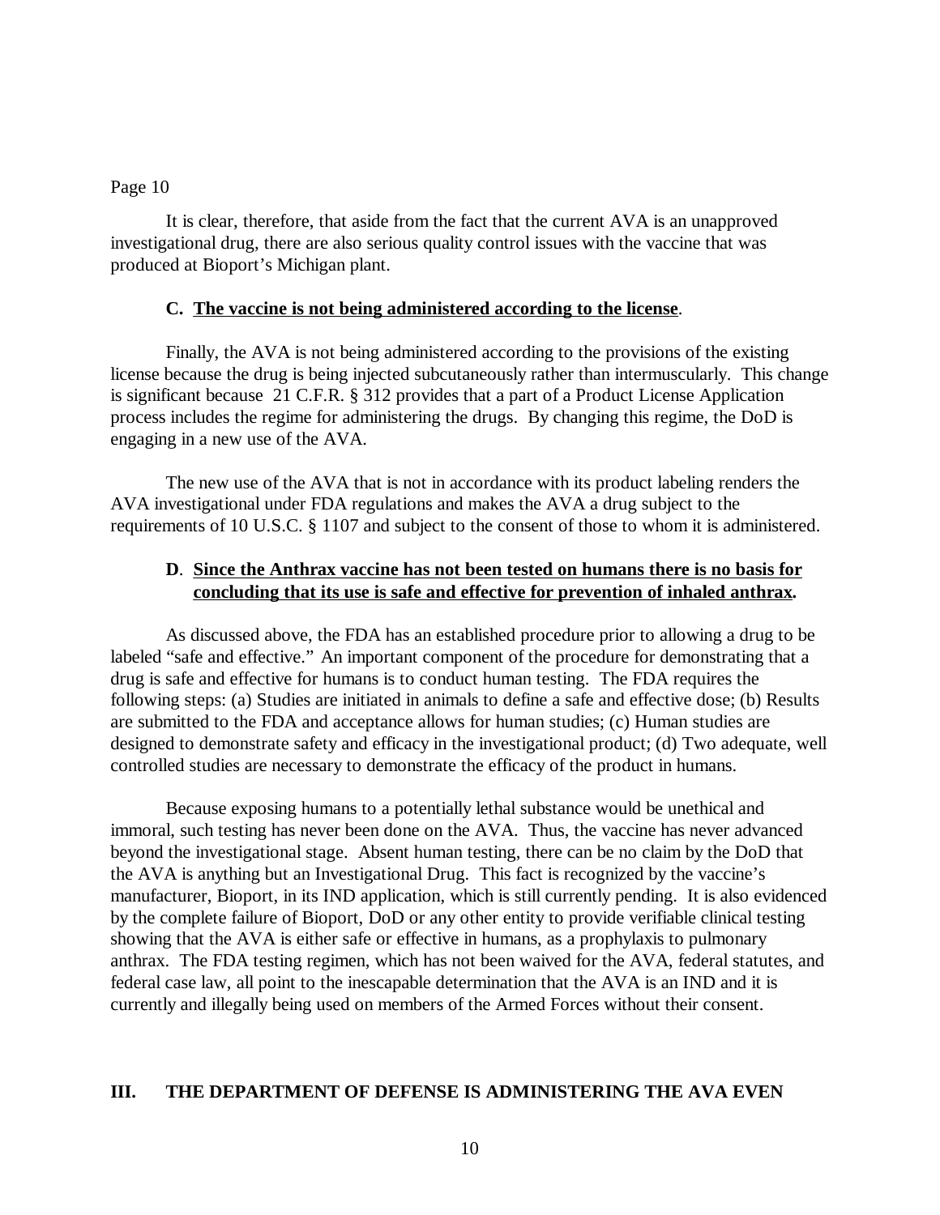Page 10

It is clear, therefore, that aside from the fact that the current AVA is an unapproved investigational drug, there are also serious quality control issues with the vaccine that was produced at Bioport's Michigan plant.

### C. <u>The vaccine is not being administered according to the license</u>.

Finally, the AVA is not being administered according to the provisions of the existing license because the drug is being injected subcutaneously rather than intermuscularly. This change is significant because 21 C.F.R. § 312 provides that a part of a Product License Application process includes the regime for administering the drugs. By changing this regime, the DoD is engaging in a new use of the AVA.

The new use of the AVA that is not in accordance with its product labeling renders the AVA investigational under FDA regulations and makes the AVA a drug subject to the requirements of 10 U.S.C. § 1107 and subject to the consent of those to whom it is administered.

### D. <u>Since the Anthrax vaccine has not been tested on humans there is no basis for concluding that its use is safe and effective for prevention of inhaled anthrax</u>.

As discussed above, the FDA has an established procedure prior to allowing a drug to be labeled "safe and effective." An important component of the procedure for demonstrating that a drug is safe and effective for humans is to conduct human testing. The FDA requires the following steps: (a) Studies are initiated in animals to define a safe and effective dose; (b) Results are submitted to the FDA and acceptance allows for human studies; (c) Human studies are designed to demonstrate safety and efficacy in the investigational product; (d) Two adequate, well controlled studies are necessary to demonstrate the efficacy of the product in humans.

Because exposing humans to a potentially lethal substance would be unethical and immoral, such testing has never been done on the AVA. Thus, the vaccine has never advanced beyond the investigational stage. Absent human testing, there can be no claim by the DoD that the AVA is anything but an Investigational Drug. This fact is recognized by the vaccine's manufacturer, Bioport, in its IND application, which is still currently pending. It is also evidenced by the complete failure of Bioport, DoD or any other entity to provide verifiable clinical testing showing that the AVA is either safe or effective in humans, as a prophylaxis to pulmonary anthrax. The FDA testing regimen, which has not been waived for the AVA, federal statutes, and federal case law, all point to the inescapable determination that the AVA is an IND and it is currently and illegally being used on members of the Armed Forces without their consent.

## III. THE DEPARTMENT OF DEFENSE IS ADMINISTERING THE AVA EVEN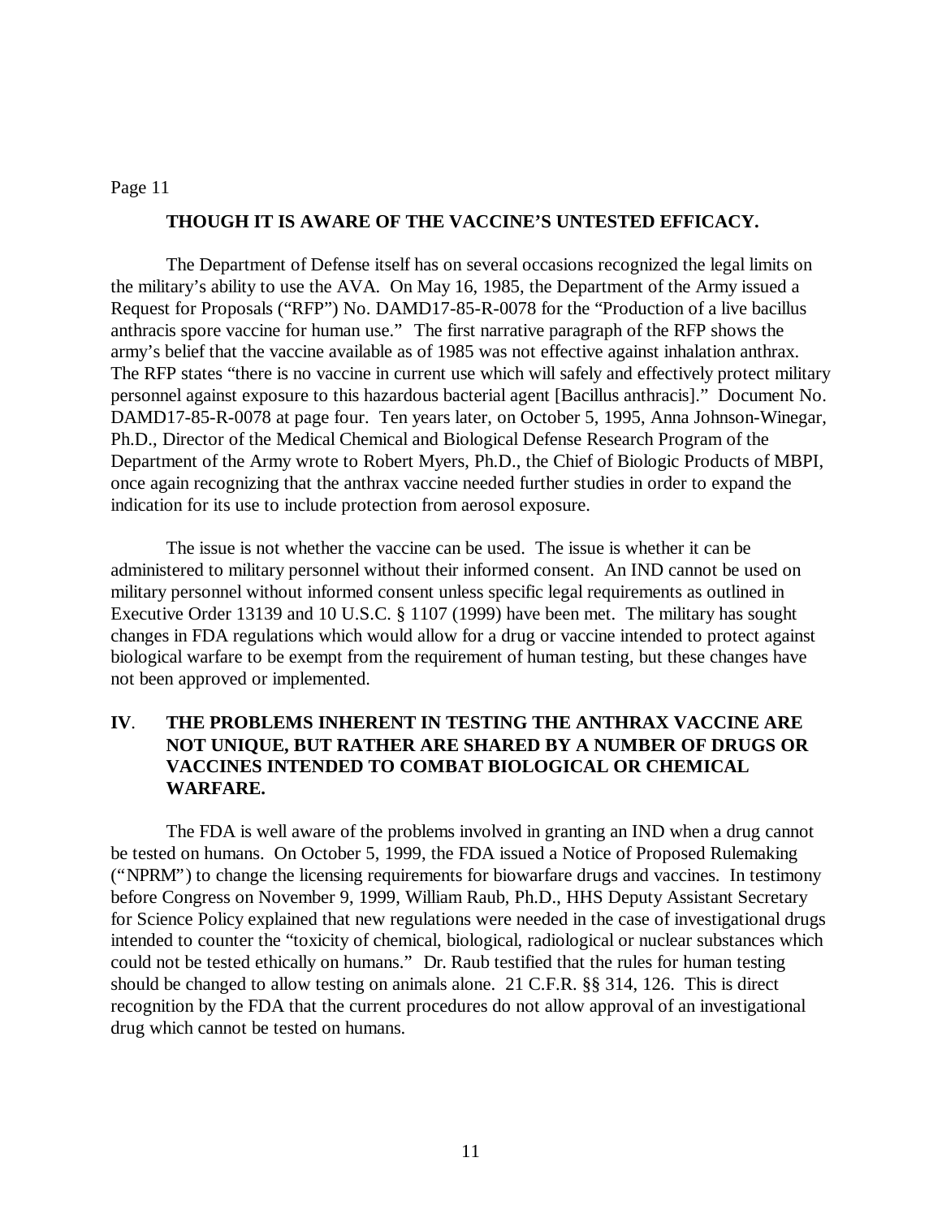**THOUGH IT IS AWARE OF THE VACCINE'S UNTESTED EFFICACY.**

The Department of Defense itself has on several occasions recognized the legal limits on the military's ability to use the AVA. On May 16, 1985, the Department of the Army issued a Request for Proposals ("RFP") No. DAMD17-85-R-0078 for the "Production of a live bacillus anthracis spore vaccine for human use." The first narrative paragraph of the RFP shows the army's belief that the vaccine available as of 1985 was not effective against inhalation anthrax. The RFP states "there is no vaccine in current use which will safely and effectively protect military personnel against exposure to this hazardous bacterial agent [Bacillus anthracis]." Document No. DAMD17-85-R-0078 at page four. Ten years later, on October 5, 1995, Anna Johnson-Winegar, Ph.D., Director of the Medical Chemical and Biological Defense Research Program of the Department of the Army wrote to Robert Myers, Ph.D., the Chief of Biologic Products of MBPI, once again recognizing that the anthrax vaccine needed further studies in order to expand the indication for its use to include protection from aerosol exposure.

The issue is not whether the vaccine can be used. The issue is whether it can be administered to military personnel without their informed consent. An IND cannot be used on military personnel without informed consent unless specific legal requirements as outlined in Executive Order 13139 and 10 U.S.C. § 1107 (1999) have been met. The military has sought changes in FDA regulations which would allow for a drug or vaccine intended to protect against biological warfare to be exempt from the requirement of human testing, but these changes have not been approved or implemented.

## IV. THE PROBLEMS INHERENT IN TESTING THE ANTHRAX VACCINE ARE NOT UNIQUE, BUT RATHER ARE SHARED BY A NUMBER OF DRUGS OR VACCINES INTENDED TO COMBAT BIOLOGICAL OR CHEMICAL WARFARE.

The FDA is well aware of the problems involved in granting an IND when a drug cannot be tested on humans. On October 5, 1999, the FDA issued a Notice of Proposed Rulemaking ("NPRM") to change the licensing requirements for biowarfare drugs and vaccines. In testimony before Congress on November 9, 1999, William Raub, Ph.D., HHS Deputy Assistant Secretary for Science Policy explained that new regulations were needed in the case of investigational drugs intended to counter the "toxicity of chemical, biological, radiological or nuclear substances which could not be tested ethically on humans." Dr. Raub testified that the rules for human testing should be changed to allow testing on animals alone. 21 C.F.R. §§ 314, 126. This is direct recognition by the FDA that the current procedures do not allow approval of an investigational drug which cannot be tested on humans.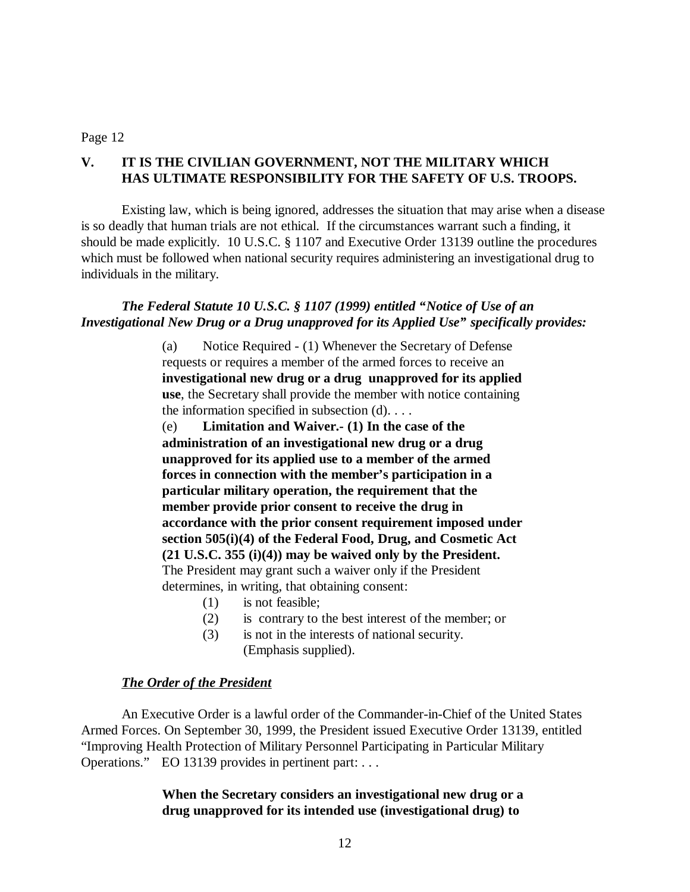## V. IT IS THE CIVILIAN GOVERNMENT, NOT THE MILITARY WHICH HAS ULTIMATE RESPONSIBILITY FOR THE SAFETY OF U.S. TROOPS.

Existing law, which is being ignored, addresses the situation that may arise when a disease is so deadly that human trials are not ethical. If the circumstances warrant such a finding, it should be made explicitly. 10 U.S.C. § 1107 and Executive Order 13139 outline the procedures which must be followed when national security requires administering an investigational drug to individuals in the military.

***The Federal Statute 10 U.S.C. § 1107 (1999) entitled "Notice of Use of an Investigational New Drug or a Drug unapproved for its Applied Use" specifically provides:***

> (a) Notice Required - (1) Whenever the Secretary of Defense requests or requires a member of the armed forces to receive an **investigational new drug or a drug unapproved for its applied use**, the Secretary shall provide the member with notice containing the information specified in subsection (d). . . .
>
> (e) **Limitation and Waiver.- (1) In the case of the administration of an investigational new drug or a drug unapproved for its applied use to a member of the armed forces in connection with the member's participation in a particular military operation, the requirement that the member provide prior consent to receive the drug in accordance with the prior consent requirement imposed under section 505(i)(4) of the Federal Food, Drug, and Cosmetic Act (21 U.S.C. 355 (i)(4)) may be waived only by the President.** The President may grant such a waiver only if the President determines, in writing, that obtaining consent:
>
> (1) is not feasible;
> (2) is contrary to the best interest of the member; or
> (3) is not in the interests of national security. (Emphasis supplied).

***<u>The Order of the President</u>***

An Executive Order is a lawful order of the Commander-in-Chief of the United States Armed Forces. On September 30, 1999, the President issued Executive Order 13139, entitled "Improving Health Protection of Military Personnel Participating in Particular Military Operations." EO 13139 provides in pertinent part: . . .

> **When the Secretary considers an investigational new drug or a drug unapproved for its intended use (investigational drug) to**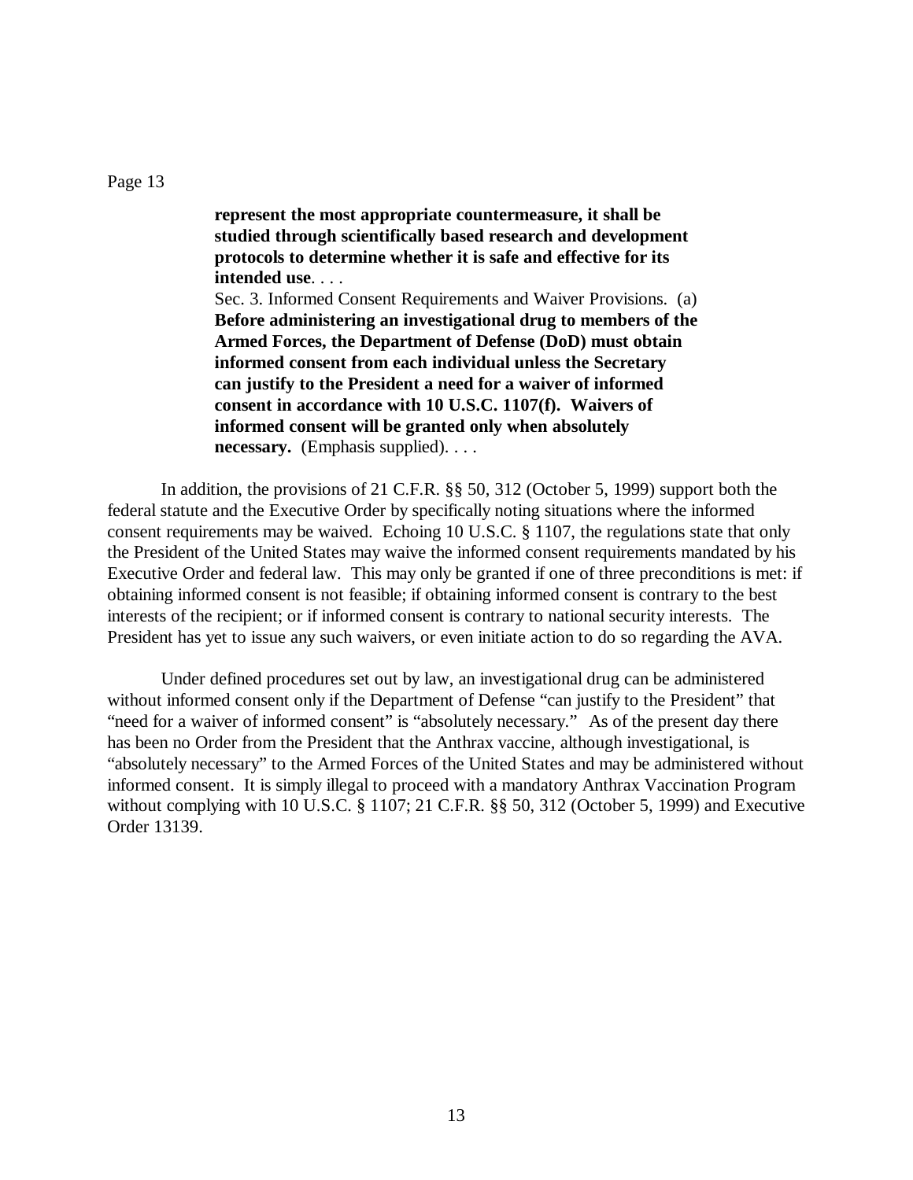> **represent the most appropriate countermeasure, it shall be studied through scientifically based research and development protocols to determine whether it is safe and effective for its intended use**. . . .
>
> Sec. 3. Informed Consent Requirements and Waiver Provisions. (a) **Before administering an investigational drug to members of the Armed Forces, the Department of Defense (DoD) must obtain informed consent from each individual unless the Secretary can justify to the President a need for a waiver of informed consent in accordance with 10 U.S.C. 1107(f). Waivers of informed consent will be granted only when absolutely necessary.** (Emphasis supplied). . . .

In addition, the provisions of 21 C.F.R. §§ 50, 312 (October 5, 1999) support both the federal statute and the Executive Order by specifically noting situations where the informed consent requirements may be waived. Echoing 10 U.S.C. § 1107, the regulations state that only the President of the United States may waive the informed consent requirements mandated by his Executive Order and federal law. This may only be granted if one of three preconditions is met: if obtaining informed consent is not feasible; if obtaining informed consent is contrary to the best interests of the recipient; or if informed consent is contrary to national security interests. The President has yet to issue any such waivers, or even initiate action to do so regarding the AVA.

Under defined procedures set out by law, an investigational drug can be administered without informed consent only if the Department of Defense "can justify to the President" that "need for a waiver of informed consent" is "absolutely necessary." As of the present day there has been no Order from the President that the Anthrax vaccine, although investigational, is "absolutely necessary" to the Armed Forces of the United States and may be administered without informed consent. It is simply illegal to proceed with a mandatory Anthrax Vaccination Program without complying with 10 U.S.C. § 1107; 21 C.F.R. §§ 50, 312 (October 5, 1999) and Executive Order 13139.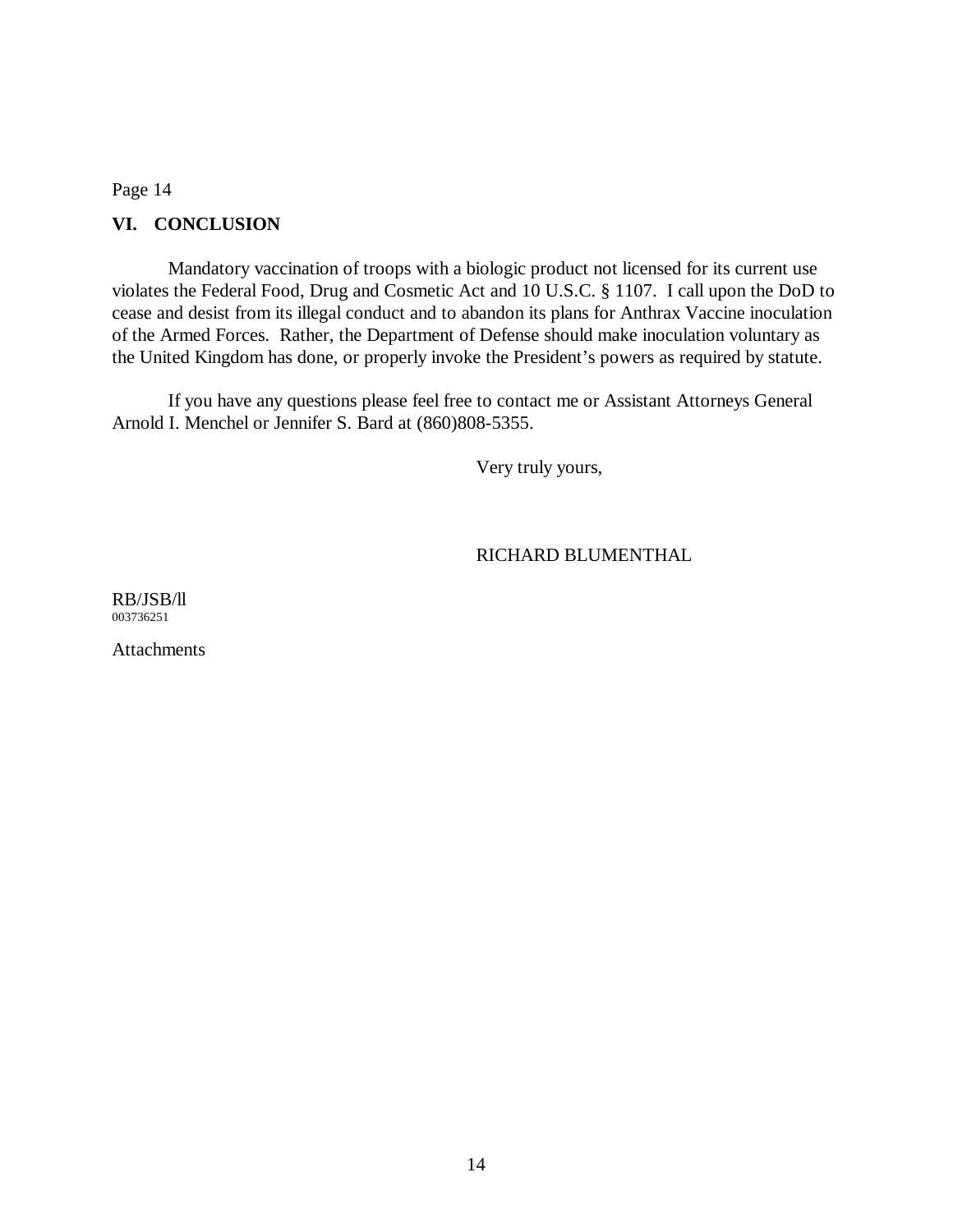## VI. CONCLUSION

Mandatory vaccination of troops with a biologic product not licensed for its current use violates the Federal Food, Drug and Cosmetic Act and 10 U.S.C. § 1107. I call upon the DoD to cease and desist from its illegal conduct and to abandon its plans for Anthrax Vaccine inoculation of the Armed Forces. Rather, the Department of Defense should make inoculation voluntary as the United Kingdom has done, or properly invoke the President's powers as required by statute.

If you have any questions please feel free to contact me or Assistant Attorneys General Arnold I. Menchel or Jennifer S. Bard at (860)808-5355.

Very truly yours,

RICHARD BLUMENTHAL

RB/JSB/ll
003736251

Attachments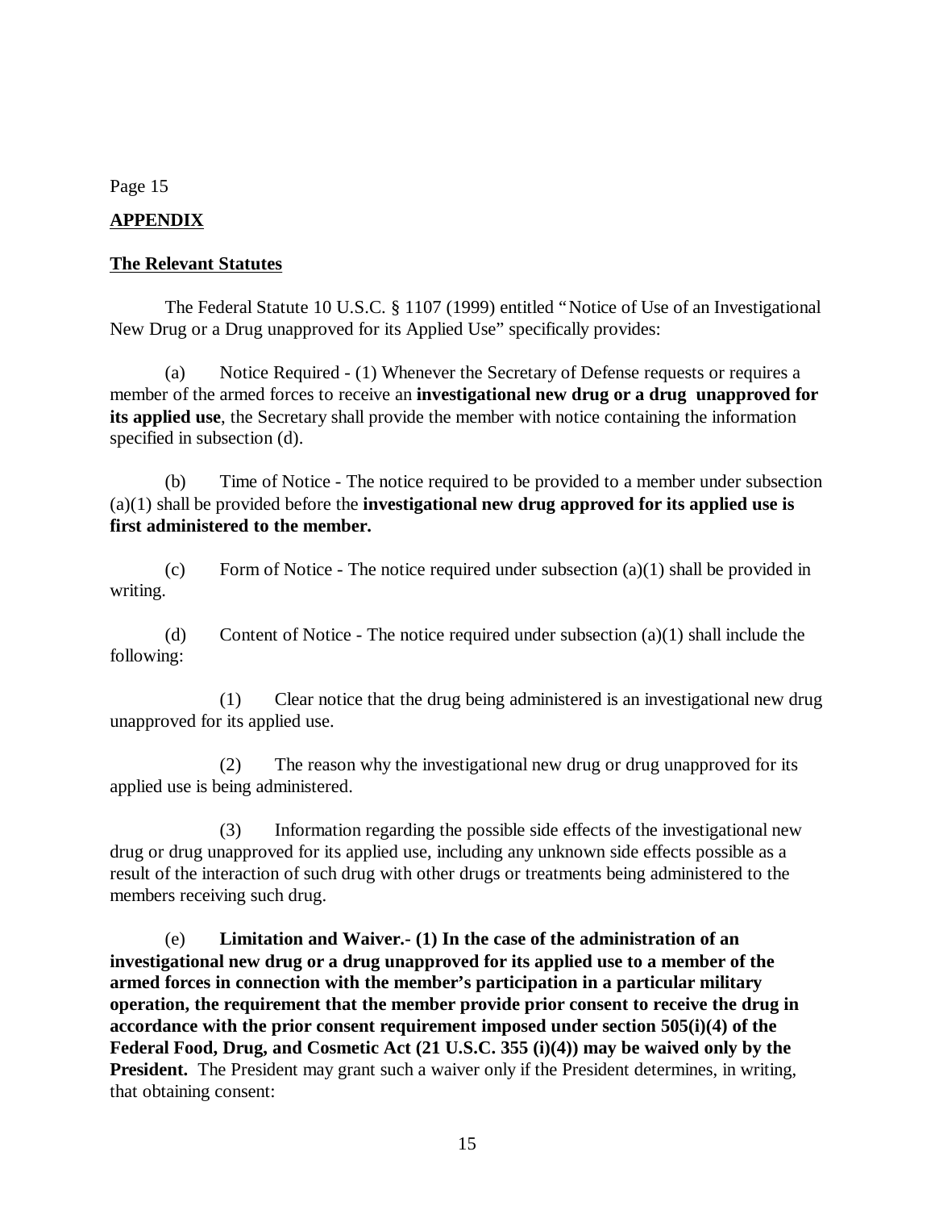Page 15

## APPENDIX

### The Relevant Statutes

The Federal Statute 10 U.S.C. § 1107 (1999) entitled "Notice of Use of an Investigational New Drug or a Drug unapproved for its Applied Use" specifically provides:

(a) Notice Required - (1) Whenever the Secretary of Defense requests or requires a member of the armed forces to receive an **investigational new drug or a drug unapproved for its applied use**, the Secretary shall provide the member with notice containing the information specified in subsection (d).

(b) Time of Notice - The notice required to be provided to a member under subsection (a)(1) shall be provided before the **investigational new drug approved for its applied use is first administered to the member.**

(c) Form of Notice - The notice required under subsection (a)(1) shall be provided in writing.

(d) Content of Notice - The notice required under subsection (a)(1) shall include the following:

(1) Clear notice that the drug being administered is an investigational new drug unapproved for its applied use.

(2) The reason why the investigational new drug or drug unapproved for its applied use is being administered.

(3) Information regarding the possible side effects of the investigational new drug or drug unapproved for its applied use, including any unknown side effects possible as a result of the interaction of such drug with other drugs or treatments being administered to the members receiving such drug.

(e) **Limitation and Waiver.- (1) In the case of the administration of an investigational new drug or a drug unapproved for its applied use to a member of the armed forces in connection with the member's participation in a particular military operation, the requirement that the member provide prior consent to receive the drug in accordance with the prior consent requirement imposed under section 505(i)(4) of the Federal Food, Drug, and Cosmetic Act (21 U.S.C. 355 (i)(4)) may be waived only by the President.** The President may grant such a waiver only if the President determines, in writing, that obtaining consent: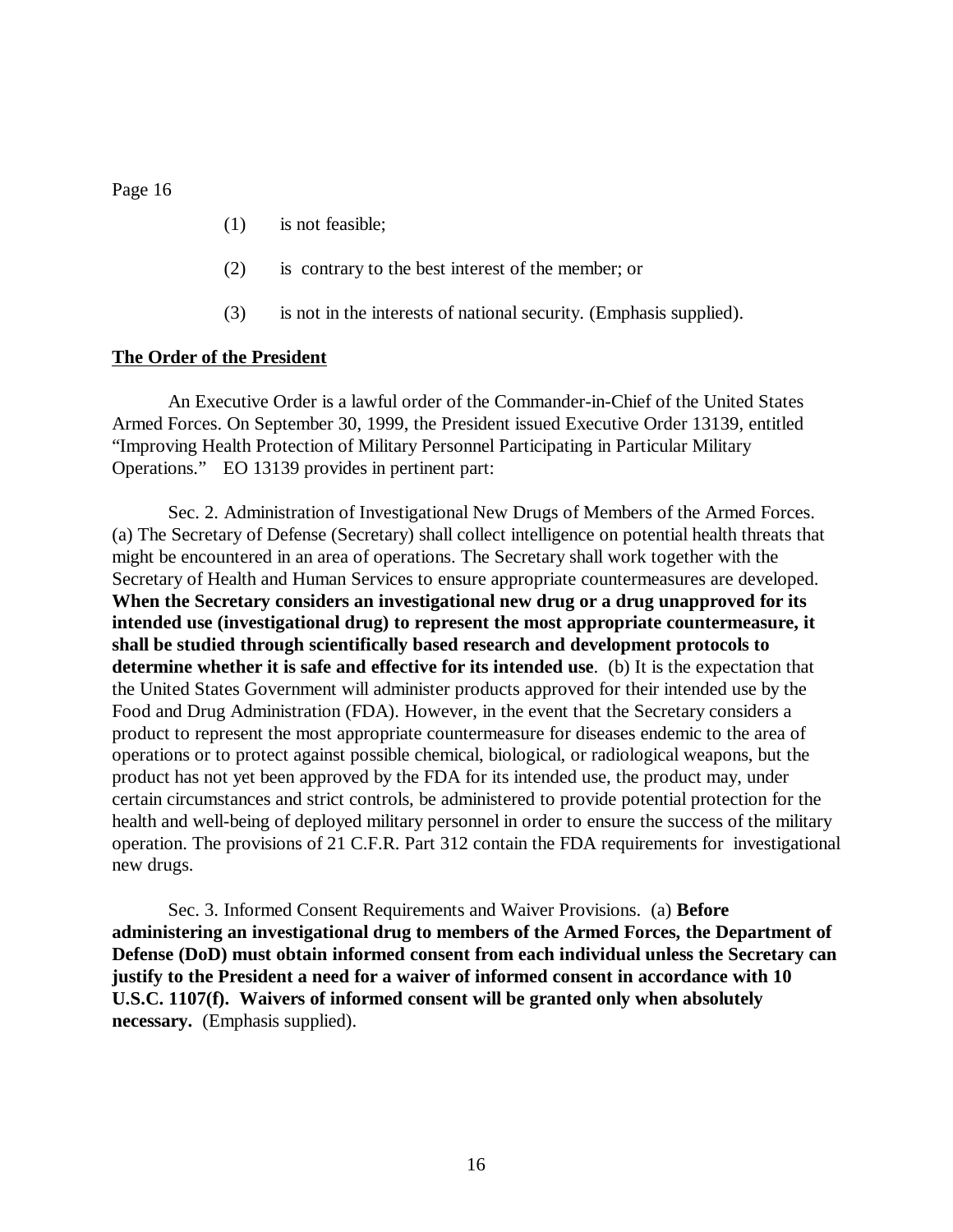(1) is not feasible;

(2) is contrary to the best interest of the member; or

(3) is not in the interests of national security. (Emphasis supplied).

**The Order of the President**

An Executive Order is a lawful order of the Commander-in-Chief of the United States Armed Forces. On September 30, 1999, the President issued Executive Order 13139, entitled "Improving Health Protection of Military Personnel Participating in Particular Military Operations." EO 13139 provides in pertinent part:

Sec. 2. Administration of Investigational New Drugs of Members of the Armed Forces. (a) The Secretary of Defense (Secretary) shall collect intelligence on potential health threats that might be encountered in an area of operations. The Secretary shall work together with the Secretary of Health and Human Services to ensure appropriate countermeasures are developed. **When the Secretary considers an investigational new drug or a drug unapproved for its intended use (investigational drug) to represent the most appropriate countermeasure, it shall be studied through scientifically based research and development protocols to determine whether it is safe and effective for its intended use**. (b) It is the expectation that the United States Government will administer products approved for their intended use by the Food and Drug Administration (FDA). However, in the event that the Secretary considers a product to represent the most appropriate countermeasure for diseases endemic to the area of operations or to protect against possible chemical, biological, or radiological weapons, but the product has not yet been approved by the FDA for its intended use, the product may, under certain circumstances and strict controls, be administered to provide potential protection for the health and well-being of deployed military personnel in order to ensure the success of the military operation. The provisions of 21 C.F.R. Part 312 contain the FDA requirements for investigational new drugs.

Sec. 3. Informed Consent Requirements and Waiver Provisions. (a) **Before administering an investigational drug to members of the Armed Forces, the Department of Defense (DoD) must obtain informed consent from each individual unless the Secretary can justify to the President a need for a waiver of informed consent in accordance with 10 U.S.C. 1107(f). Waivers of informed consent will be granted only when absolutely necessary.** (Emphasis supplied).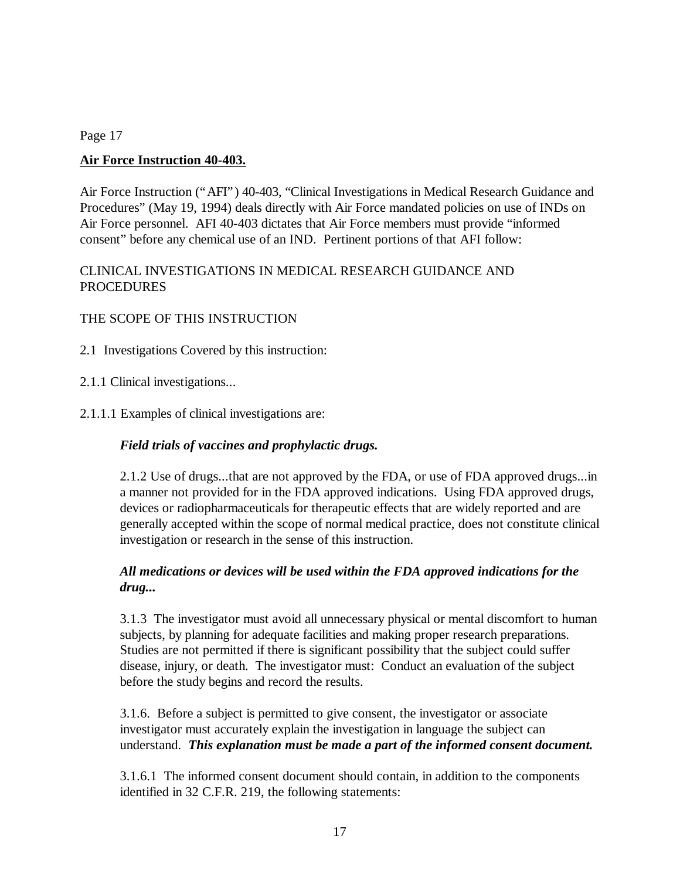Page 17

**Air Force Instruction 40-403.**

Air Force Instruction ("AFI") 40-403, "Clinical Investigations in Medical Research Guidance and Procedures" (May 19, 1994) deals directly with Air Force mandated policies on use of INDs on Air Force personnel. AFI 40-403 dictates that Air Force members must provide "informed consent" before any chemical use of an IND. Pertinent portions of that AFI follow:

CLINICAL INVESTIGATIONS IN MEDICAL RESEARCH GUIDANCE AND PROCEDURES

THE SCOPE OF THIS INSTRUCTION

2.1 Investigations Covered by this instruction:

2.1.1 Clinical investigations...

2.1.1.1 Examples of clinical investigations are:

> ***Field trials of vaccines and prophylactic drugs.***
>
> 2.1.2 Use of drugs...that are not approved by the FDA, or use of FDA approved drugs...in a manner not provided for in the FDA approved indications. Using FDA approved drugs, devices or radiopharmaceuticals for therapeutic effects that are widely reported and are generally accepted within the scope of normal medical practice, does not constitute clinical investigation or research in the sense of this instruction.
>
> ***All medications or devices will be used within the FDA approved indications for the drug...***
>
> 3.1.3 The investigator must avoid all unnecessary physical or mental discomfort to human subjects, by planning for adequate facilities and making proper research preparations. Studies are not permitted if there is significant possibility that the subject could suffer disease, injury, or death. The investigator must: Conduct an evaluation of the subject before the study begins and record the results.
>
> 3.1.6. Before a subject is permitted to give consent, the investigator or associate investigator must accurately explain the investigation in language the subject can understand. ***This explanation must be made a part of the informed consent document.***
>
> 3.1.6.1 The informed consent document should contain, in addition to the components identified in 32 C.F.R. 219, the following statements: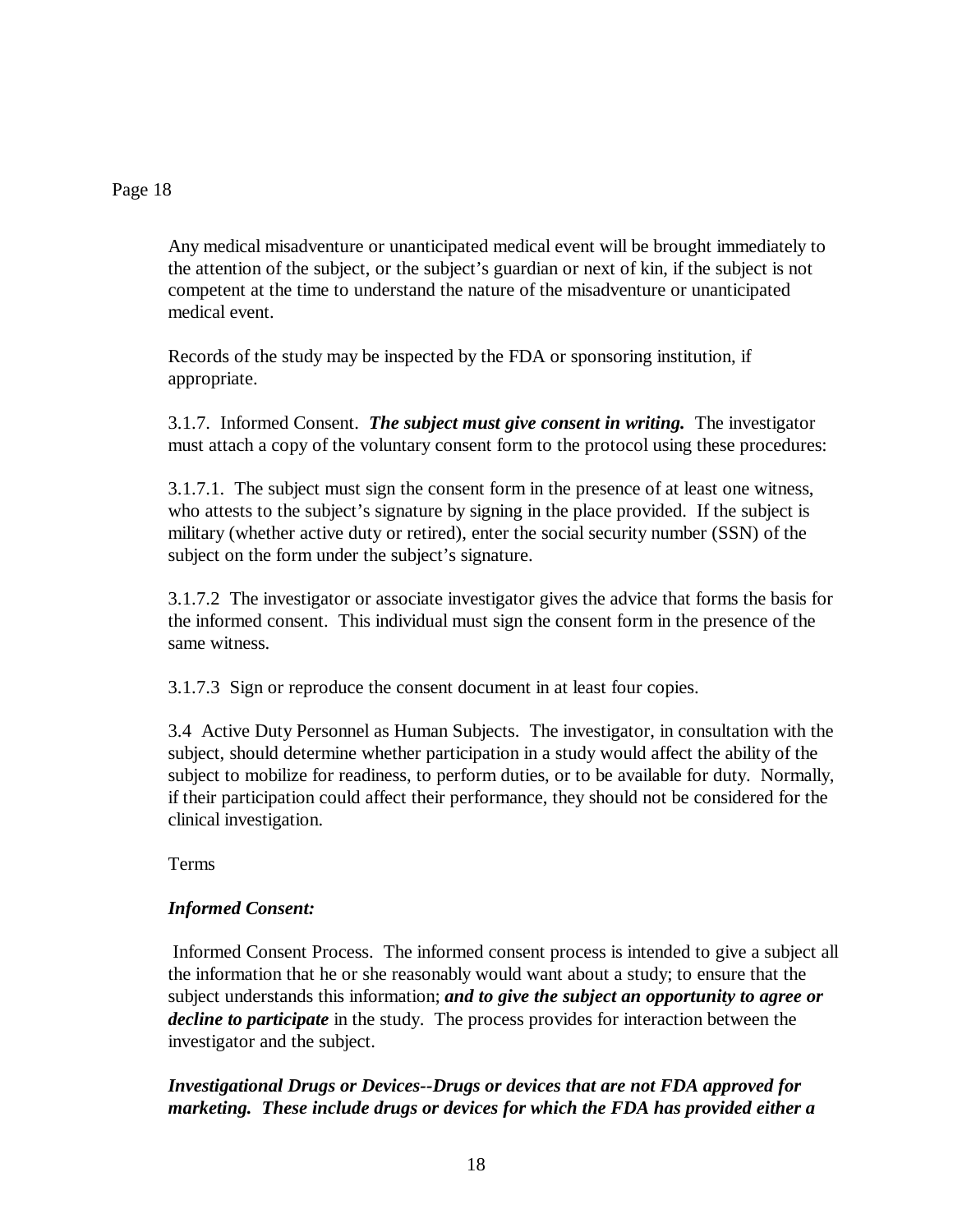Any medical misadventure or unanticipated medical event will be brought immediately to the attention of the subject, or the subject's guardian or next of kin, if the subject is not competent at the time to understand the nature of the misadventure or unanticipated medical event.

Records of the study may be inspected by the FDA or sponsoring institution, if appropriate.

3.1.7. Informed Consent. ***The subject must give consent in writing.*** The investigator must attach a copy of the voluntary consent form to the protocol using these procedures:

3.1.7.1. The subject must sign the consent form in the presence of at least one witness, who attests to the subject's signature by signing in the place provided. If the subject is military (whether active duty or retired), enter the social security number (SSN) of the subject on the form under the subject's signature.

3.1.7.2 The investigator or associate investigator gives the advice that forms the basis for the informed consent. This individual must sign the consent form in the presence of the same witness.

3.1.7.3 Sign or reproduce the consent document in at least four copies.

3.4 Active Duty Personnel as Human Subjects. The investigator, in consultation with the subject, should determine whether participation in a study would affect the ability of the subject to mobilize for readiness, to perform duties, or to be available for duty. Normally, if their participation could affect their performance, they should not be considered for the clinical investigation.

Terms

***Informed Consent:***

Informed Consent Process. The informed consent process is intended to give a subject all the information that he or she reasonably would want about a study; to ensure that the subject understands this information; ***and to give the subject an opportunity to agree or decline to participate*** in the study. The process provides for interaction between the investigator and the subject.

***Investigational Drugs or Devices--Drugs or devices that are not FDA approved for marketing. These include drugs or devices for which the FDA has provided either a***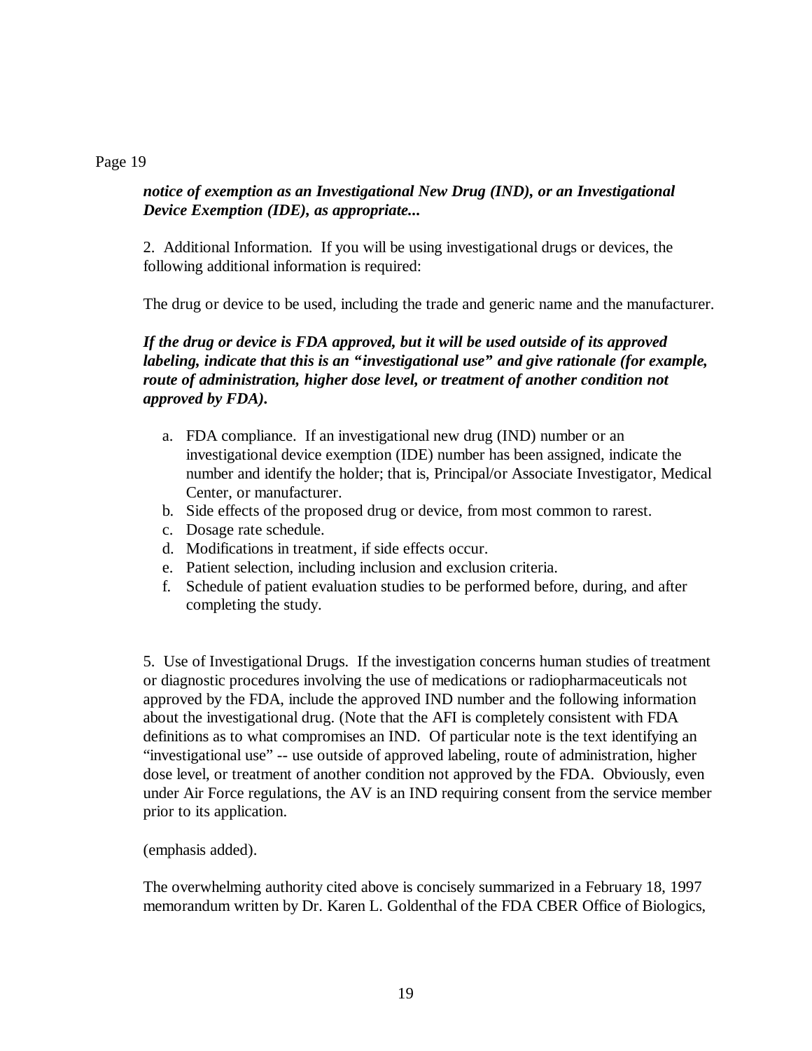***notice of exemption as an Investigational New Drug (IND), or an Investigational Device Exemption (IDE), as appropriate...***

2. Additional Information. If you will be using investigational drugs or devices, the following additional information is required:

The drug or device to be used, including the trade and generic name and the manufacturer.

***If the drug or device is FDA approved, but it will be used outside of its approved labeling, indicate that this is an "investigational use" and give rationale (for example, route of administration, higher dose level, or treatment of another condition not approved by FDA).***

a. FDA compliance. If an investigational new drug (IND) number or an investigational device exemption (IDE) number has been assigned, indicate the number and identify the holder; that is, Principal/or Associate Investigator, Medical Center, or manufacturer.
b. Side effects of the proposed drug or device, from most common to rarest.
c. Dosage rate schedule.
d. Modifications in treatment, if side effects occur.
e. Patient selection, including inclusion and exclusion criteria.
f. Schedule of patient evaluation studies to be performed before, during, and after completing the study.

5. Use of Investigational Drugs. If the investigation concerns human studies of treatment or diagnostic procedures involving the use of medications or radiopharmaceuticals not approved by the FDA, include the approved IND number and the following information about the investigational drug. (Note that the AFI is completely consistent with FDA definitions as to what compromises an IND. Of particular note is the text identifying an "investigational use" -- use outside of approved labeling, route of administration, higher dose level, or treatment of another condition not approved by the FDA. Obviously, even under Air Force regulations, the AV is an IND requiring consent from the service member prior to its application.

(emphasis added).

The overwhelming authority cited above is concisely summarized in a February 18, 1997 memorandum written by Dr. Karen L. Goldenthal of the FDA CBER Office of Biologics,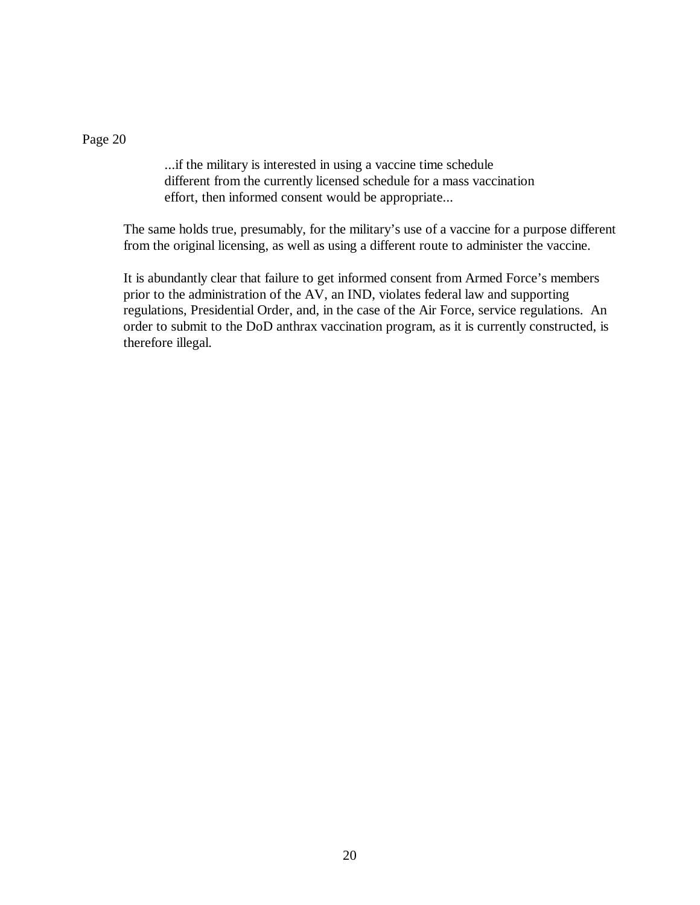Page 20

> ...if the military is interested in using a vaccine time schedule different from the currently licensed schedule for a mass vaccination effort, then informed consent would be appropriate...

The same holds true, presumably, for the military's use of a vaccine for a purpose different from the original licensing, as well as using a different route to administer the vaccine.

It is abundantly clear that failure to get informed consent from Armed Force's members prior to the administration of the AV, an IND, violates federal law and supporting regulations, Presidential Order, and, in the case of the Air Force, service regulations. An order to submit to the DoD anthrax vaccination program, as it is currently constructed, is therefore illegal.